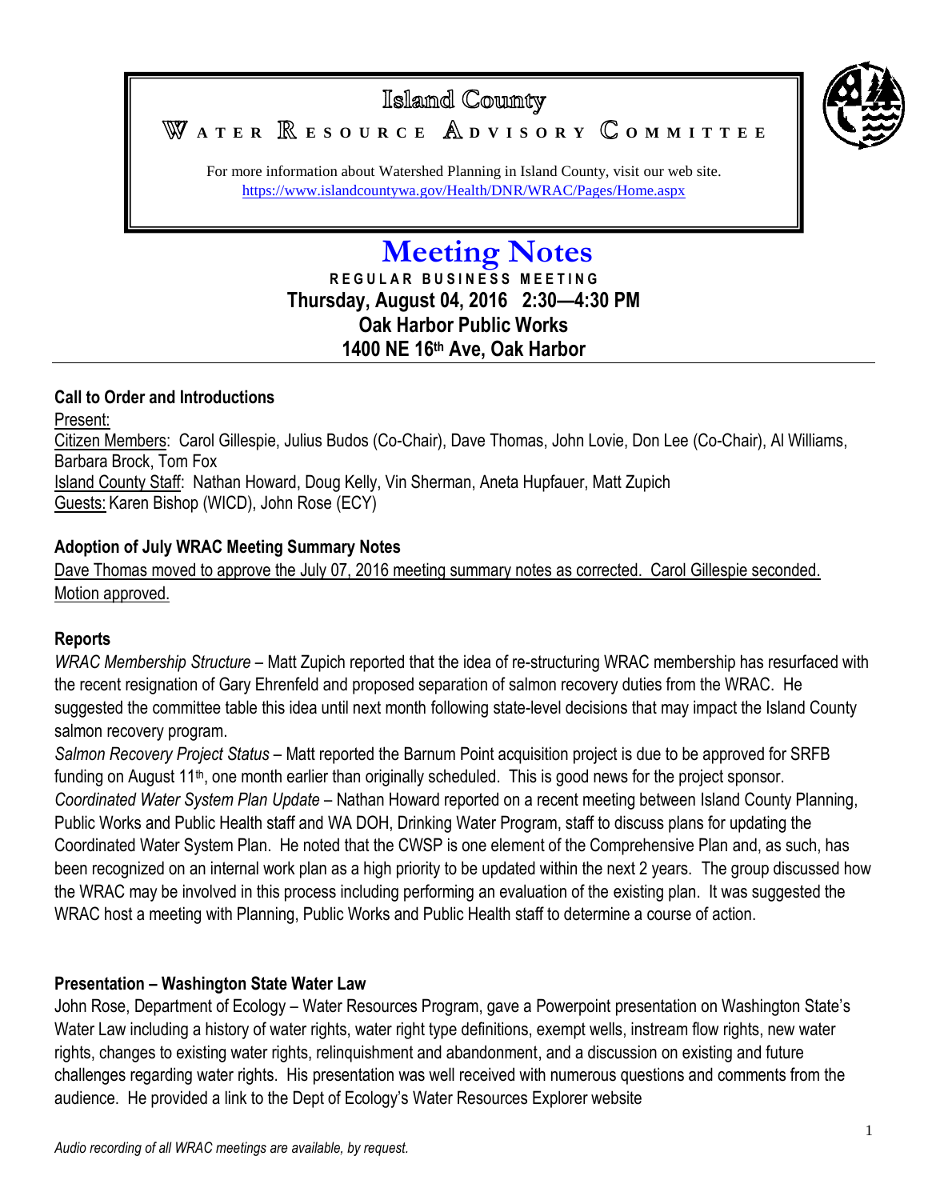# Island County

## WATER RESOURCE ADVISORY COMMITTEE

For more information about Watershed Planning in Island County, visit our web site.
https://www.islandcountywa.gov/Health/DNR/WRAC/Pages/Home.aspx

# Meeting Notes

**REGULAR BUSINESS MEETING**
**Thursday, August 04, 2016 2:30—4:30 PM**
**Oak Harbor Public Works**
**1400 NE 16th Ave, Oak Harbor**

### Call to Order and Introductions

Present:
Citizen Members: Carol Gillespie, Julius Budos (Co-Chair), Dave Thomas, John Lovie, Don Lee (Co-Chair), Al Williams, Barbara Brock, Tom Fox
Island County Staff: Nathan Howard, Doug Kelly, Vin Sherman, Aneta Hupfauer, Matt Zupich
Guests: Karen Bishop (WICD), John Rose (ECY)

### Adoption of July WRAC Meeting Summary Notes

Dave Thomas moved to approve the July 07, 2016 meeting summary notes as corrected. Carol Gillespie seconded. Motion approved.

### Reports

*WRAC Membership Structure* – Matt Zupich reported that the idea of re-structuring WRAC membership has resurfaced with the recent resignation of Gary Ehrenfeld and proposed separation of salmon recovery duties from the WRAC. He suggested the committee table this idea until next month following state-level decisions that may impact the Island County salmon recovery program.

*Salmon Recovery Project Status* – Matt reported the Barnum Point acquisition project is due to be approved for SRFB funding on August 11th, one month earlier than originally scheduled. This is good news for the project sponsor.

*Coordinated Water System Plan Update* – Nathan Howard reported on a recent meeting between Island County Planning, Public Works and Public Health staff and WA DOH, Drinking Water Program, staff to discuss plans for updating the Coordinated Water System Plan. He noted that the CWSP is one element of the Comprehensive Plan and, as such, has been recognized on an internal work plan as a high priority to be updated within the next 2 years. The group discussed how the WRAC may be involved in this process including performing an evaluation of the existing plan. It was suggested the WRAC host a meeting with Planning, Public Works and Public Health staff to determine a course of action.

### Presentation – Washington State Water Law

John Rose, Department of Ecology – Water Resources Program, gave a Powerpoint presentation on Washington State's Water Law including a history of water rights, water right type definitions, exempt wells, instream flow rights, new water rights, changes to existing water rights, relinquishment and abandonment, and a discussion on existing and future challenges regarding water rights. His presentation was well received with numerous questions and comments from the audience. He provided a link to the Dept of Ecology's Water Resources Explorer website

*Audio recording of all WRAC meetings are available, by request.*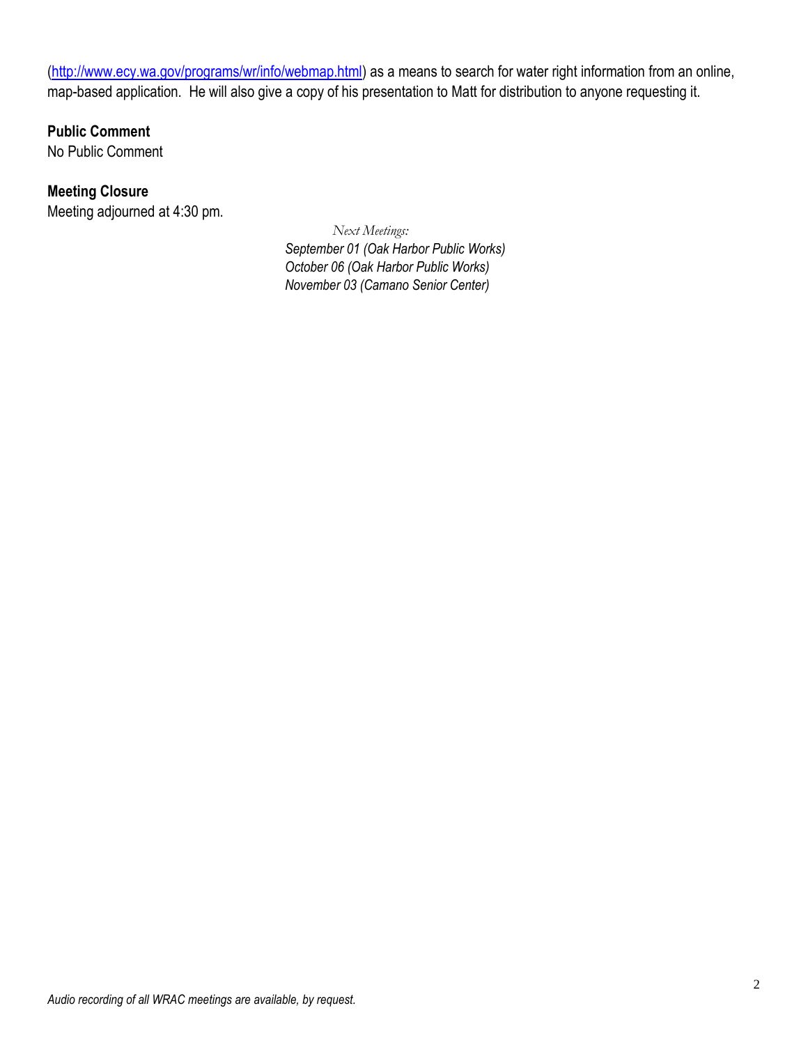([http://www.ecy.wa.gov/programs/wr/info/webmap.html](http://www.ecy.wa.gov/programs/wr/info/webmap.html)) as a means to search for water right information from an online, map-based application. He will also give a copy of his presentation to Matt for distribution to anyone requesting it.

**Public Comment**
No Public Comment

**Meeting Closure**
Meeting adjourned at 4:30 pm.

*Next Meetings:*
*September 01 (Oak Harbor Public Works)*
*October 06 (Oak Harbor Public Works)*
*November 03 (Camano Senior Center)*

*Audio recording of all WRAC meetings are available, by request.*